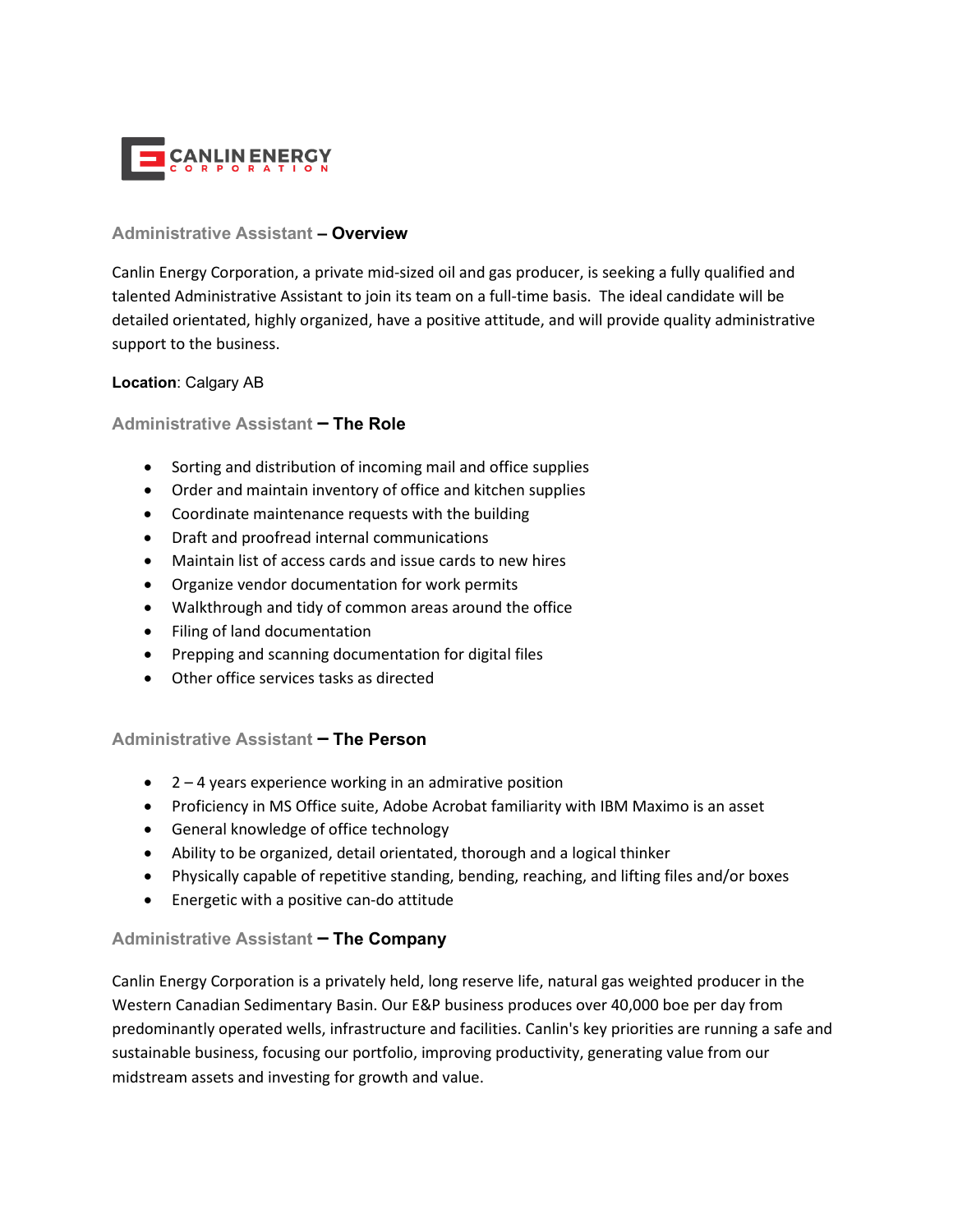CANLIN ENERGY CORPORATION

## Administrative Assistant – Overview

Canlin Energy Corporation, a private mid-sized oil and gas producer, is seeking a fully qualified and talented Administrative Assistant to join its team on a full-time basis. The ideal candidate will be detailed orientated, highly organized, have a positive attitude, and will provide quality administrative support to the business.

**Location**: Calgary AB

## Administrative Assistant – The Role

- Sorting and distribution of incoming mail and office supplies
- Order and maintain inventory of office and kitchen supplies
- Coordinate maintenance requests with the building
- Draft and proofread internal communications
- Maintain list of access cards and issue cards to new hires
- Organize vendor documentation for work permits
- Walkthrough and tidy of common areas around the office
- Filing of land documentation
- Prepping and scanning documentation for digital files
- Other office services tasks as directed

## Administrative Assistant – The Person

- 2 – 4 years experience working in an admirative position
- Proficiency in MS Office suite, Adobe Acrobat familiarity with IBM Maximo is an asset
- General knowledge of office technology
- Ability to be organized, detail orientated, thorough and a logical thinker
- Physically capable of repetitive standing, bending, reaching, and lifting files and/or boxes
- Energetic with a positive can-do attitude

## Administrative Assistant – The Company

Canlin Energy Corporation is a privately held, long reserve life, natural gas weighted producer in the Western Canadian Sedimentary Basin. Our E&P business produces over 40,000 boe per day from predominantly operated wells, infrastructure and facilities. Canlin's key priorities are running a safe and sustainable business, focusing our portfolio, improving productivity, generating value from our midstream assets and investing for growth and value.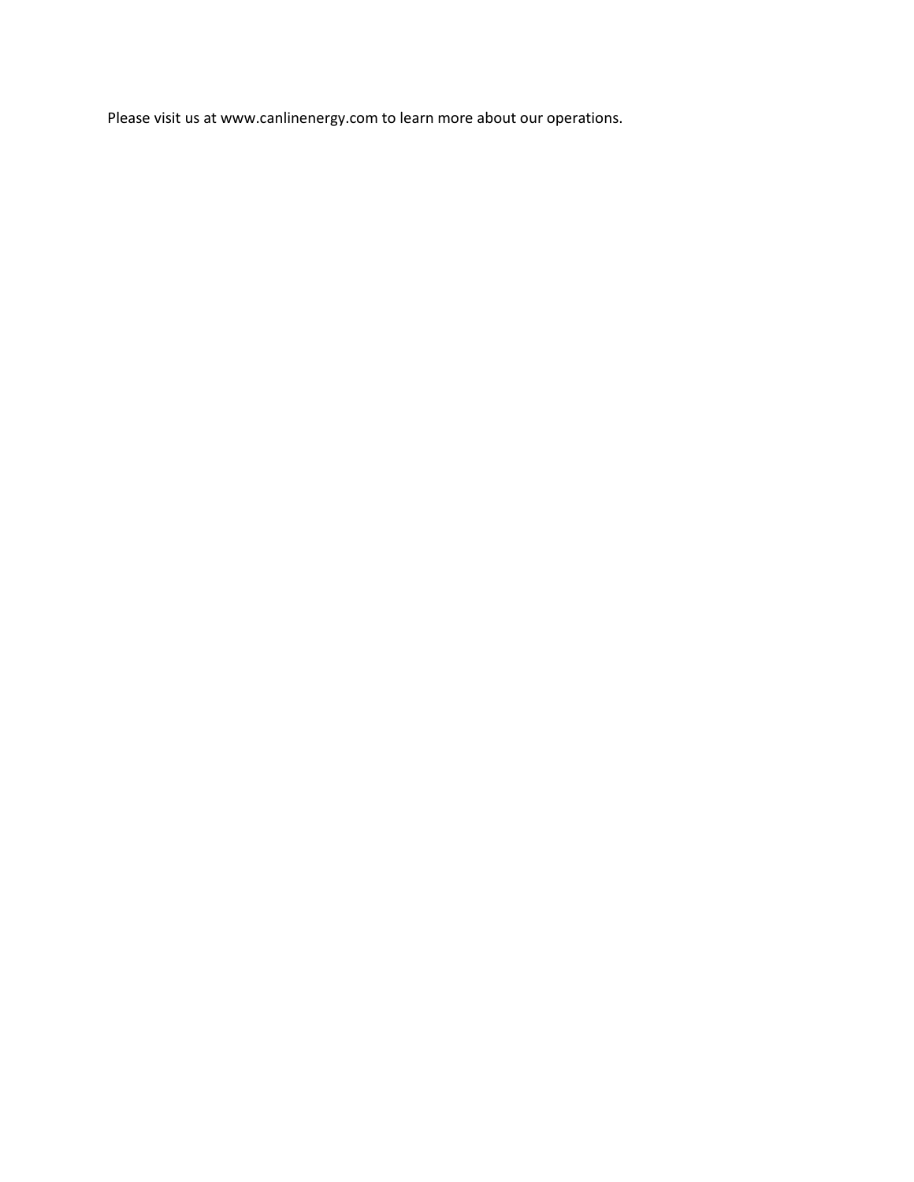Please visit us at www.canlinenergy.com to learn more about our operations.